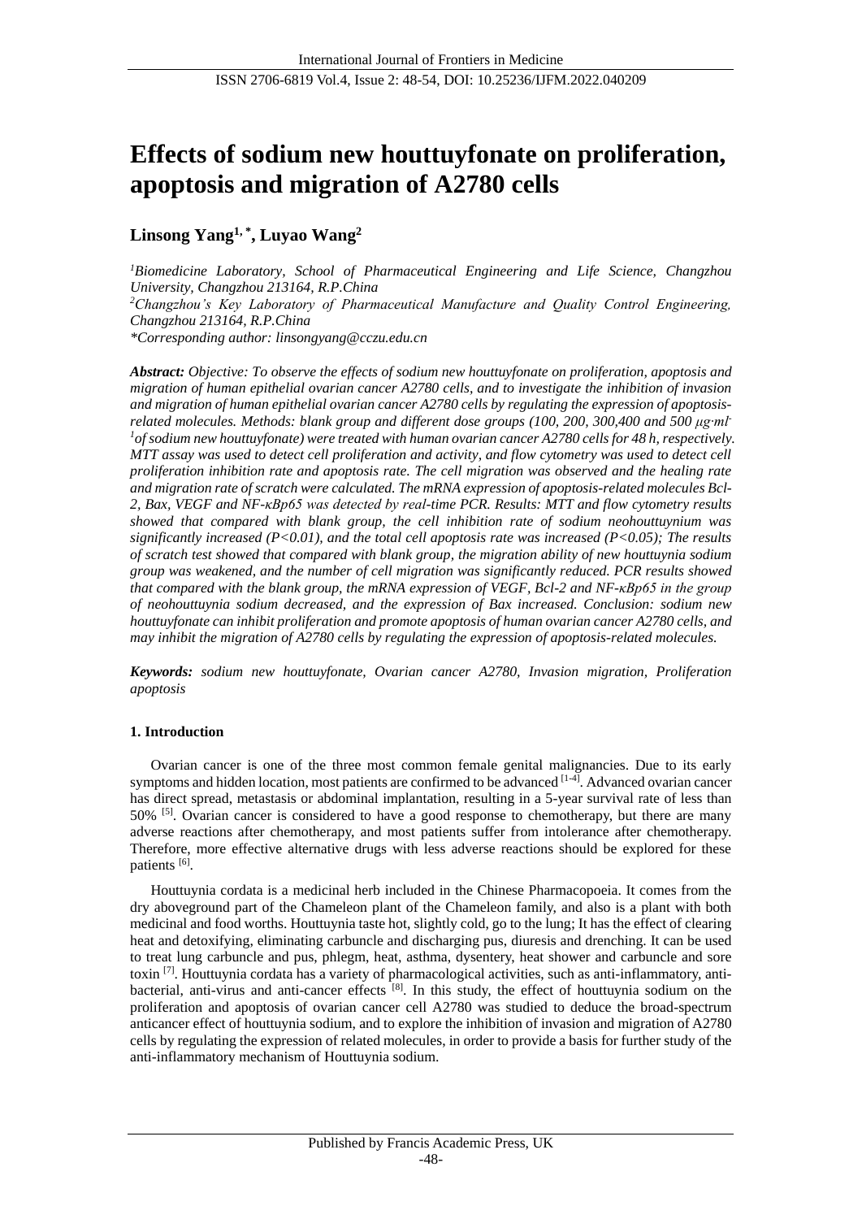# Effects of sodium new houttuyfonate on proliferation, apoptosis and migration of A2780 cells

**Linsong Yang[1,*], Luyao Wang[2]**

*[1]Biomedicine Laboratory, School of Pharmaceutical Engineering and Life Science, Changzhou University, Changzhou 213164, R.P.China*
*[2]Changzhou's Key Laboratory of Pharmaceutical Manufacture and Quality Control Engineering, Changzhou 213164, R.P.China*
*\*Corresponding author: linsongyang@cczu.edu.cn*

***Abstract:*** *Objective: To observe the effects of sodium new houttuyfonate on proliferation, apoptosis and migration of human epithelial ovarian cancer A2780 cells, and to investigate the inhibition of invasion and migration of human epithelial ovarian cancer A2780 cells by regulating the expression of apoptosis-related molecules. Methods: blank group and different dose groups (100, 200, 300,400 and 500 $\mu g \cdot ml^{-1}$ of sodium new houttuyfonate) were treated with human ovarian cancer A2780 cells for 48 h, respectively. MTT assay was used to detect cell proliferation and activity, and flow cytometry was used to detect cell proliferation inhibition rate and apoptosis rate. The cell migration was observed and the healing rate and migration rate of scratch were calculated. The mRNA expression of apoptosis-related molecules Bcl-2, Bax, VEGF and NF-κBp65 was detected by real-time PCR. Results: MTT and flow cytometry results showed that compared with blank group, the cell inhibition rate of sodium neohouttuynium was significantly increased ($P<0.01$), and the total cell apoptosis rate was increased ($P<0.05$); The results of scratch test showed that compared with blank group, the migration ability of new houttuynia sodium group was weakened, and the number of cell migration was significantly reduced. PCR results showed that compared with the blank group, the mRNA expression of VEGF, Bcl-2 and NF-κBp65 in the group of neohouttuynia sodium decreased, and the expression of Bax increased. Conclusion: sodium new houttuyfonate can inhibit proliferation and promote apoptosis of human ovarian cancer A2780 cells, and may inhibit the migration of A2780 cells by regulating the expression of apoptosis-related molecules.*

***Keywords:*** *sodium new houttuyfonate, Ovarian cancer A2780, Invasion migration, Proliferation apoptosis*

## 1. Introduction

Ovarian cancer is one of the three most common female genital malignancies. Due to its early symptoms and hidden location, most patients are confirmed to be advanced [1-4]. Advanced ovarian cancer has direct spread, metastasis or abdominal implantation, resulting in a 5-year survival rate of less than 50% [5]. Ovarian cancer is considered to have a good response to chemotherapy, but there are many adverse reactions after chemotherapy, and most patients suffer from intolerance after chemotherapy. Therefore, more effective alternative drugs with less adverse reactions should be explored for these patients [6].

Houttuynia cordata is a medicinal herb included in the Chinese Pharmacopoeia. It comes from the dry aboveground part of the Chameleon plant of the Chameleon family, and also is a plant with both medicinal and food worths. Houttuynia taste hot, slightly cold, go to the lung; It has the effect of clearing heat and detoxifying, eliminating carbuncle and discharging pus, diuresis and drenching. It can be used to treat lung carbuncle and pus, phlegm, heat, asthma, dysentery, heat shower and carbuncle and sore toxin [7]. Houttuynia cordata has a variety of pharmacological activities, such as anti-inflammatory, anti-bacterial, anti-virus and anti-cancer effects [8]. In this study, the effect of houttuynia sodium on the proliferation and apoptosis of ovarian cancer cell A2780 was studied to deduce the broad-spectrum anticancer effect of houttuynia sodium, and to explore the inhibition of invasion and migration of A2780 cells by regulating the expression of related molecules, in order to provide a basis for further study of the anti-inflammatory mechanism of Houttuynia sodium.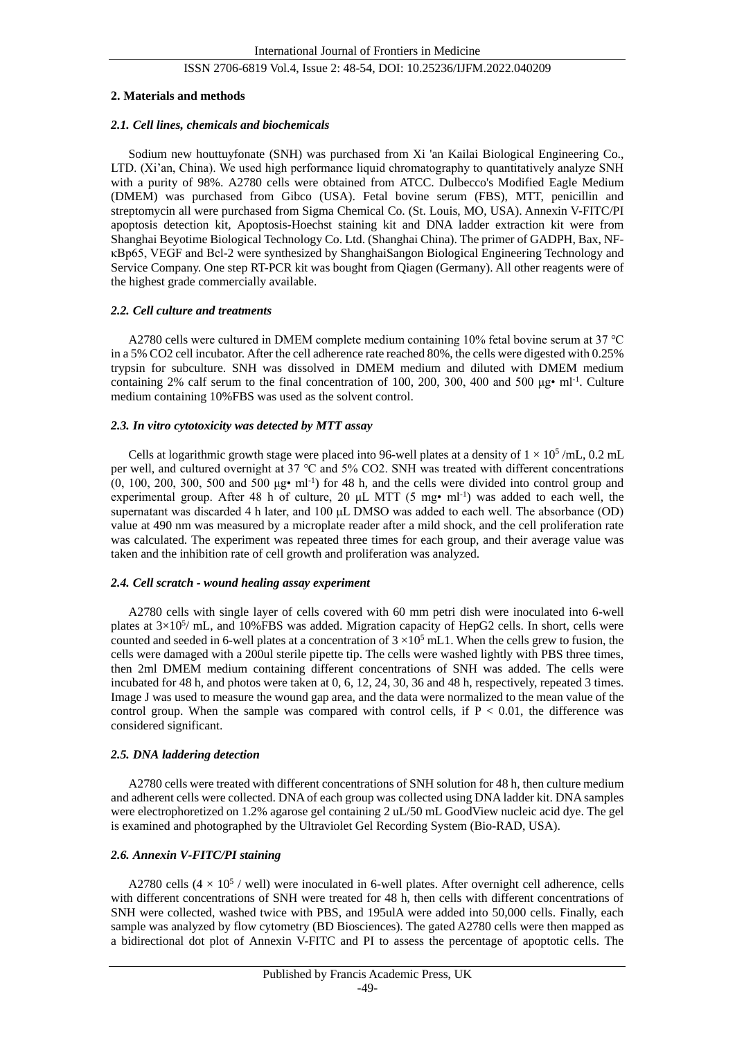## 2. Materials and methods

### *2.1. Cell lines, chemicals and biochemicals*

Sodium new houttuyfonate (SNH) was purchased from Xi 'an Kailai Biological Engineering Co., LTD. (Xi'an, China). We used high performance liquid chromatography to quantitatively analyze SNH with a purity of 98%. A2780 cells were obtained from ATCC. Dulbecco's Modified Eagle Medium (DMEM) was purchased from Gibco (USA). Fetal bovine serum (FBS), MTT, penicillin and streptomycin all were purchased from Sigma Chemical Co. (St. Louis, MO, USA). Annexin V-FITC/PI apoptosis detection kit, Apoptosis-Hoechst staining kit and DNA ladder extraction kit were from Shanghai Beyotime Biological Technology Co. Ltd. (Shanghai China). The primer of GADPH, Bax, NF-κBp65, VEGF and Bcl-2 were synthesized by ShanghaiSangon Biological Engineering Technology and Service Company. One step RT-PCR kit was bought from Qiagen (Germany). All other reagents were of the highest grade commercially available.

### *2.2. Cell culture and treatments*

A2780 cells were cultured in DMEM complete medium containing 10% fetal bovine serum at 37 ℃ in a 5% CO2 cell incubator. After the cell adherence rate reached 80%, the cells were digested with 0.25% trypsin for subculture. SNH was dissolved in DMEM medium and diluted with DMEM medium containing 2% calf serum to the final concentration of 100, 200, 300, 400 and 500 μg• $ml^{-1}$. Culture medium containing 10%FBS was used as the solvent control.

### *2.3. In vitro cytotoxicity was detected by MTT assay*

Cells at logarithmic growth stage were placed into 96-well plates at a density of $1 \times 10^5$ /mL, 0.2 mL per well, and cultured overnight at 37 ℃ and 5% CO2. SNH was treated with different concentrations (0, 100, 200, 300, 500 and 500 μg• $ml^{-1}$) for 48 h, and the cells were divided into control group and experimental group. After 48 h of culture, 20 μL MTT (5 mg• $ml^{-1}$) was added to each well, the supernatant was discarded 4 h later, and 100 μL DMSO was added to each well. The absorbance (OD) value at 490 nm was measured by a microplate reader after a mild shock, and the cell proliferation rate was calculated. The experiment was repeated three times for each group, and their average value was taken and the inhibition rate of cell growth and proliferation was analyzed.

### *2.4. Cell scratch - wound healing assay experiment*

A2780 cells with single layer of cells covered with 60 mm petri dish were inoculated into 6-well plates at $3 \times 10^5$/ mL, and 10%FBS was added. Migration capacity of HepG2 cells. In short, cells were counted and seeded in 6-well plates at a concentration of $3 \times 10^5$ mL1. When the cells grew to fusion, the cells were damaged with a 200ul sterile pipette tip. The cells were washed lightly with PBS three times, then 2ml DMEM medium containing different concentrations of SNH was added. The cells were incubated for 48 h, and photos were taken at 0, 6, 12, 24, 30, 36 and 48 h, respectively, repeated 3 times. Image J was used to measure the wound gap area, and the data were normalized to the mean value of the control group. When the sample was compared with control cells, if $P < 0.01$, the difference was considered significant.

### *2.5. DNA laddering detection*

A2780 cells were treated with different concentrations of SNH solution for 48 h, then culture medium and adherent cells were collected. DNA of each group was collected using DNA ladder kit. DNA samples were electrophoretized on 1.2% agarose gel containing 2 uL/50 mL GoodView nucleic acid dye. The gel is examined and photographed by the Ultraviolet Gel Recording System (Bio-RAD, USA).

### *2.6. Annexin V-FITC/PI staining*

A2780 cells ($4 \times 10^5$ / well) were inoculated in 6-well plates. After overnight cell adherence, cells with different concentrations of SNH were treated for 48 h, then cells with different concentrations of SNH were collected, washed twice with PBS, and 195ulA were added into 50,000 cells. Finally, each sample was analyzed by flow cytometry (BD Biosciences). The gated A2780 cells were then mapped as a bidirectional dot plot of Annexin V-FITC and PI to assess the percentage of apoptotic cells. The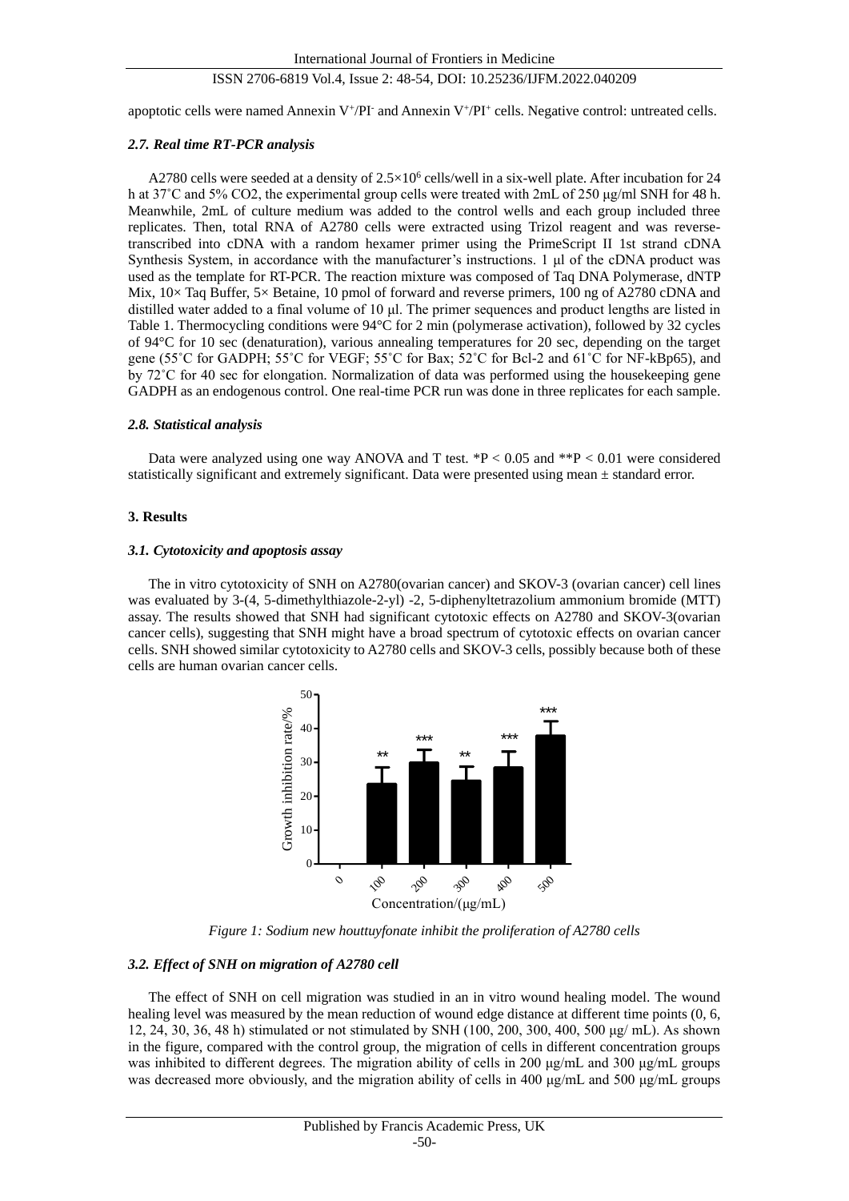apoptotic cells were named Annexin $V^+/PI^-$ and Annexin $V^+/PI^+$ cells. Negative control: untreated cells.

### *2.7. Real time RT-PCR analysis*

A2780 cells were seeded at a density of $2.5\times10^6$ cells/well in a six-well plate. After incubation for 24 h at 37˚C and 5% CO2, the experimental group cells were treated with 2mL of 250 μg/ml SNH for 48 h. Meanwhile, 2mL of culture medium was added to the control wells and each group included three replicates. Then, total RNA of A2780 cells were extracted using Trizol reagent and was reverse-transcribed into cDNA with a random hexamer primer using the PrimeScript II 1st strand cDNA Synthesis System, in accordance with the manufacturer's instructions. 1 μl of the cDNA product was used as the template for RT-PCR. The reaction mixture was composed of Taq DNA Polymerase, dNTP Mix, 10× Taq Buffer, 5× Betaine, 10 pmol of forward and reverse primers, 100 ng of A2780 cDNA and distilled water added to a final volume of 10 μl. The primer sequences and product lengths are listed in Table 1. Thermocycling conditions were 94°C for 2 min (polymerase activation), followed by 32 cycles of 94°C for 10 sec (denaturation), various annealing temperatures for 20 sec, depending on the target gene (55˚C for GADPH; 55˚C for VEGF; 55˚C for Bax; 52˚C for Bcl-2 and 61˚C for NF-kBp65), and by 72˚C for 40 sec for elongation. Normalization of data was performed using the housekeeping gene GADPH as an endogenous control. One real-time PCR run was done in three replicates for each sample.

### *2.8. Statistical analysis*

Data were analyzed using one way ANOVA and T test. $*P < 0.05$ and $**P < 0.01$ were considered statistically significant and extremely significant. Data were presented using mean ± standard error.

## 3. Results

### *3.1. Cytotoxicity and apoptosis assay*

The in vitro cytotoxicity of SNH on A2780(ovarian cancer) and SKOV-3 (ovarian cancer) cell lines was evaluated by 3-(4, 5-dimethylthiazole-2-yl) -2, 5-diphenyltetrazolium ammonium bromide (MTT) assay. The results showed that SNH had significant cytotoxic effects on A2780 and SKOV-3(ovarian cancer cells), suggesting that SNH might have a broad spectrum of cytotoxic effects on ovarian cancer cells. SNH showed similar cytotoxicity to A2780 cells and SKOV-3 cells, possibly because both of these cells are human ovarian cancer cells.

Growth inhibition rate/%
50
40
30
20
10
0
** *** ** *** ***
0 100 200 300 400 500
Concentration/(μg/mL)

*Figure 1: Sodium new houttuyfonate inhibit the proliferation of A2780 cells*

### *3.2. Effect of SNH on migration of A2780 cell*

The effect of SNH on cell migration was studied in an in vitro wound healing model. The wound healing level was measured by the mean reduction of wound edge distance at different time points (0, 6, 12, 24, 30, 36, 48 h) stimulated or not stimulated by SNH (100, 200, 300, 400, 500 μg/ mL). As shown in the figure, compared with the control group, the migration of cells in different concentration groups was inhibited to different degrees. The migration ability of cells in 200 μg/mL and 300 μg/mL groups was decreased more obviously, and the migration ability of cells in 400 μg/mL and 500 μg/mL groups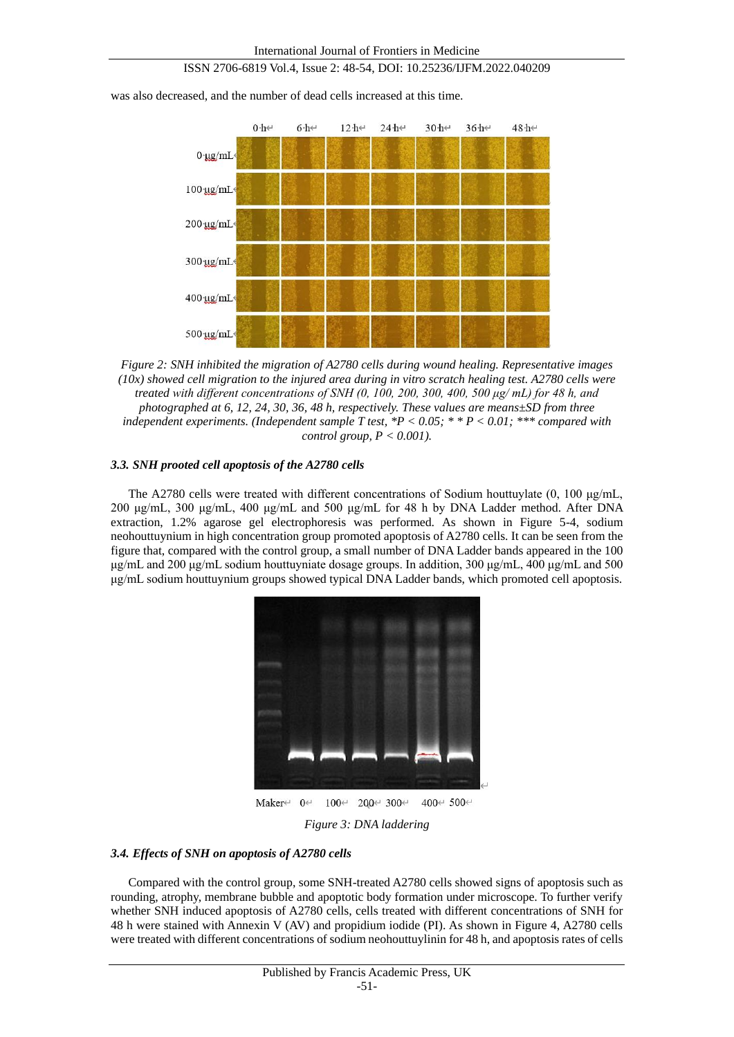was also decreased, and the number of dead cells increased at this time.

0 h 6 h 12 h 24 h 30 h 36 h 48 h

0 μg/mL

100 μg/mL

200 μg/mL

300 μg/mL

400 μg/mL

500 μg/mL

*Figure 2: SNH inhibited the migration of A2780 cells during wound healing. Representative images (10x) showed cell migration to the injured area during in vitro scratch healing test. A2780 cells were treated with different concentrations of SNH (0, 100, 200, 300, 400, 500 μg/ mL) for 48 h, and photographed at 6, 12, 24, 30, 36, 48 h, respectively. These values are means±SD from three independent experiments. (Independent sample T test, *P < 0.05; * * P < 0.01; *** compared with control group, P < 0.001).*

### *3.3. SNH prooted cell apoptosis of the A2780 cells*

The A2780 cells were treated with different concentrations of Sodium houttuylate (0, 100 μg/mL, 200 μg/mL, 300 μg/mL, 400 μg/mL and 500 μg/mL for 48 h by DNA Ladder method. After DNA extraction, 1.2% agarose gel electrophoresis was performed. As shown in Figure 5-4, sodium neohouttuynium in high concentration group promoted apoptosis of A2780 cells. It can be seen from the figure that, compared with the control group, a small number of DNA Ladder bands appeared in the 100 μg/mL and 200 μg/mL sodium houttuyniate dosage groups. In addition, 300 μg/mL, 400 μg/mL and 500 μg/mL sodium houttuynium groups showed typical DNA Ladder bands, which promoted cell apoptosis.

Maker 0 100 200 300 400 500

*Figure 3: DNA laddering*

### *3.4. Effects of SNH on apoptosis of A2780 cells*

Compared with the control group, some SNH-treated A2780 cells showed signs of apoptosis such as rounding, atrophy, membrane bubble and apoptotic body formation under microscope. To further verify whether SNH induced apoptosis of A2780 cells, cells treated with different concentrations of SNH for 48 h were stained with Annexin V (AV) and propidium iodide (PI). As shown in Figure 4, A2780 cells were treated with different concentrations of sodium neohouttuylinin for 48 h, and apoptosis rates of cells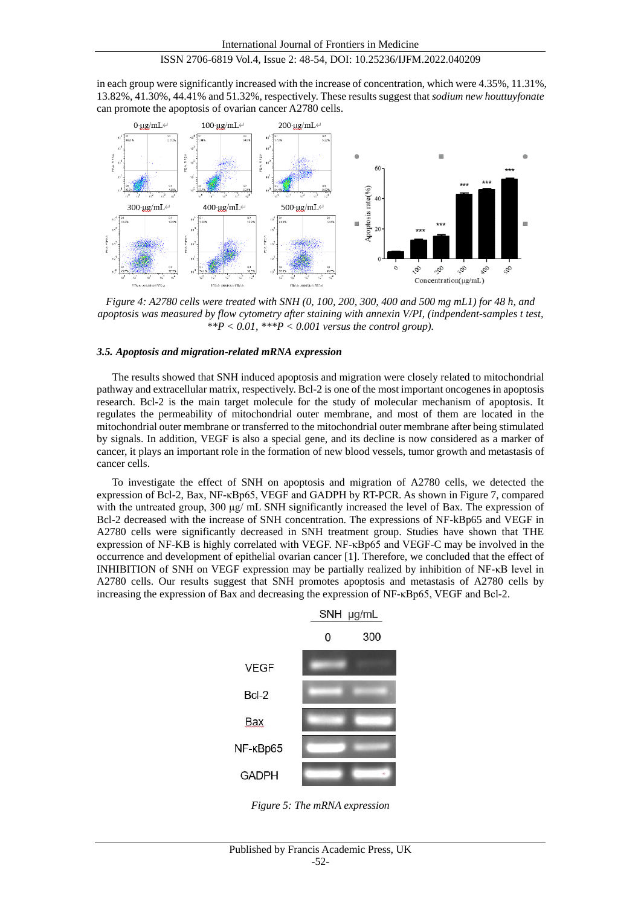in each group were significantly increased with the increase of concentration, which were 4.35%, 11.31%, 13.82%, 41.30%, 44.41% and 51.32%, respectively. These results suggest that *sodium new houttuyfonate* can promote the apoptosis of ovarian cancer A2780 cells.

0 μg/mL
100 μg/mL
200 μg/mL
300 μg/mL
400 μg/mL
500 μg/mL

Apoptosis rate(%)
Concentration(μg/mL)
0
100
200
300
400
500
***
***
***
***
***

*Figure 4: A2780 cells were treated with SNH (0, 100, 200, 300, 400 and 500 mg mL1) for 48 h, and apoptosis was measured by flow cytometry after staining with annexin V/PI, (indpendent-samples t test, \*\*P < 0.01, \*\*\*P < 0.001 versus the control group).*

### *3.5. Apoptosis and migration-related mRNA expression*

The results showed that SNH induced apoptosis and migration were closely related to mitochondrial pathway and extracellular matrix, respectively. Bcl-2 is one of the most important oncogenes in apoptosis research. Bcl-2 is the main target molecule for the study of molecular mechanism of apoptosis. It regulates the permeability of mitochondrial outer membrane, and most of them are located in the mitochondrial outer membrane or transferred to the mitochondrial outer membrane after being stimulated by signals. In addition, VEGF is also a special gene, and its decline is now considered as a marker of cancer, it plays an important role in the formation of new blood vessels, tumor growth and metastasis of cancer cells.

To investigate the effect of SNH on apoptosis and migration of A2780 cells, we detected the expression of Bcl-2, Bax, NF-κBp65, VEGF and GADPH by RT-PCR. As shown in Figure 7, compared with the untreated group, 300 μg/ mL SNH significantly increased the level of Bax. The expression of Bcl-2 decreased with the increase of SNH concentration. The expressions of NF-kBp65 and VEGF in A2780 cells were significantly decreased in SNH treatment group. Studies have shown that THE expression of NF-KB is highly correlated with VEGF. NF-κBp65 and VEGF-C may be involved in the occurrence and development of epithelial ovarian cancer [1]. Therefore, we concluded that the effect of INHIBITION of SNH on VEGF expression may be partially realized by inhibition of NF-κB level in A2780 cells. Our results suggest that SNH promotes apoptosis and metastasis of A2780 cells by increasing the expression of Bax and decreasing the expression of NF-κBp65, VEGF and Bcl-2.

SNH μg/mL
0
300
VEGF
Bcl-2
Bax
NF-κBp65
GADPH

*Figure 5: The mRNA expression*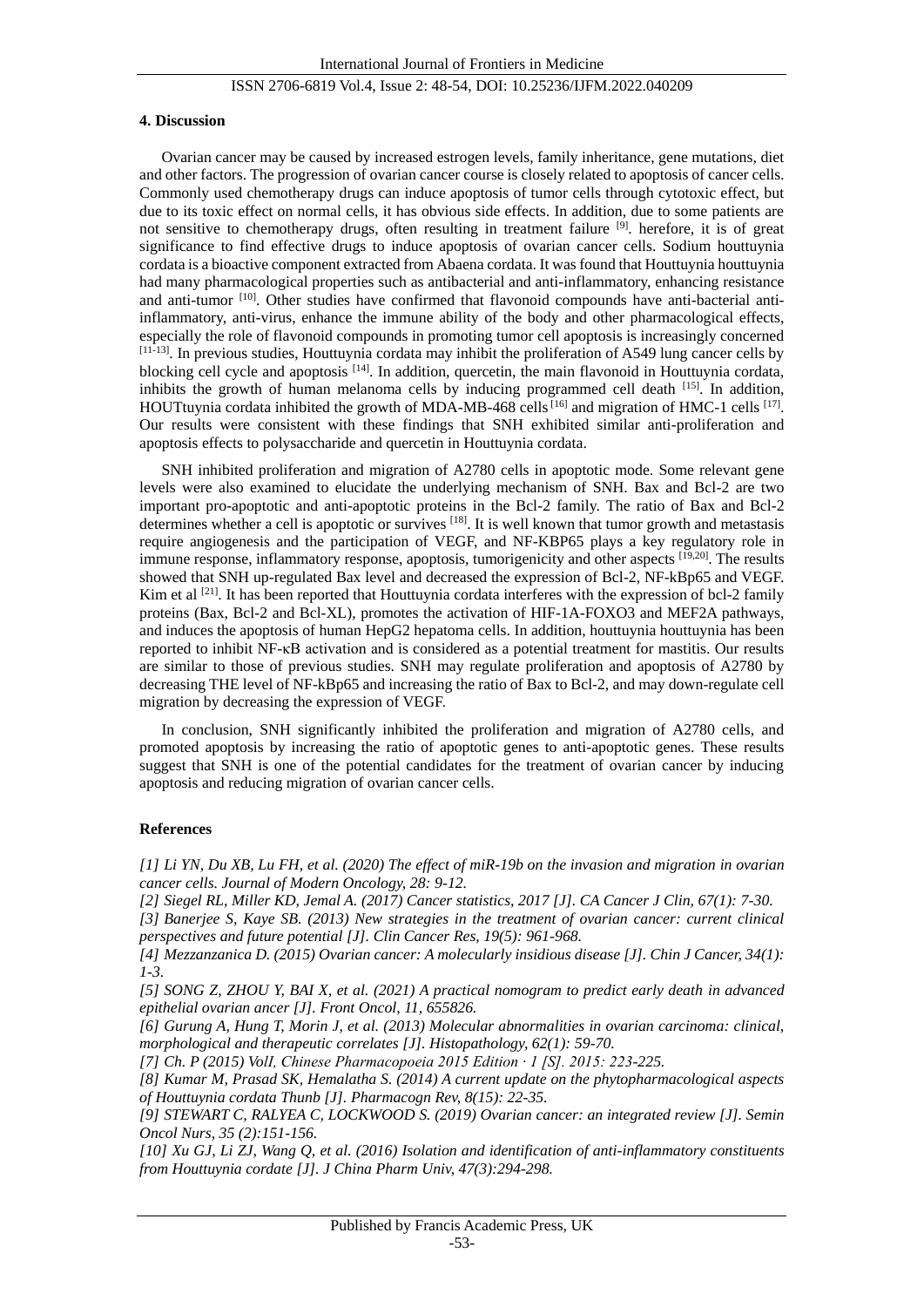#### 4. Discussion

Ovarian cancer may be caused by increased estrogen levels, family inheritance, gene mutations, diet and other factors. The progression of ovarian cancer course is closely related to apoptosis of cancer cells. Commonly used chemotherapy drugs can induce apoptosis of tumor cells through cytotoxic effect, but due to its toxic effect on normal cells, it has obvious side effects. In addition, due to some patients are not sensitive to chemotherapy drugs, often resulting in treatment failure [9]. herefore, it is of great significance to find effective drugs to induce apoptosis of ovarian cancer cells. Sodium houttuynia cordata is a bioactive component extracted from Abaena cordata. It was found that Houttuynia houttuynia had many pharmacological properties such as antibacterial and anti-inflammatory, enhancing resistance and anti-tumor [10]. Other studies have confirmed that flavonoid compounds have anti-bacterial anti-inflammatory, anti-virus, enhance the immune ability of the body and other pharmacological effects, especially the role of flavonoid compounds in promoting tumor cell apoptosis is increasingly concerned [11-13]. In previous studies, Houttuynia cordata may inhibit the proliferation of A549 lung cancer cells by blocking cell cycle and apoptosis [14]. In addition, quercetin, the main flavonoid in Houttuynia cordata, inhibits the growth of human melanoma cells by inducing programmed cell death [15]. In addition, HOUTtuynia cordata inhibited the growth of MDA-MB-468 cells [16] and migration of HMC-1 cells [17]. Our results were consistent with these findings that SNH exhibited similar anti-proliferation and apoptosis effects to polysaccharide and quercetin in Houttuynia cordata.

SNH inhibited proliferation and migration of A2780 cells in apoptotic mode. Some relevant gene levels were also examined to elucidate the underlying mechanism of SNH. Bax and Bcl-2 are two important pro-apoptotic and anti-apoptotic proteins in the Bcl-2 family. The ratio of Bax and Bcl-2 determines whether a cell is apoptotic or survives [18]. It is well known that tumor growth and metastasis require angiogenesis and the participation of VEGF, and NF-KBP65 plays a key regulatory role in immune response, inflammatory response, apoptosis, tumorigenicity and other aspects [19,20]. The results showed that SNH up-regulated Bax level and decreased the expression of Bcl-2, NF-kBp65 and VEGF. Kim et al [21]. It has been reported that Houttuynia cordata interferes with the expression of bcl-2 family proteins (Bax, Bcl-2 and Bcl-XL), promotes the activation of HIF-1A-FOXO3 and MEF2A pathways, and induces the apoptosis of human HepG2 hepatoma cells. In addition, houttuynia houttuynia has been reported to inhibit NF-κB activation and is considered as a potential treatment for mastitis. Our results are similar to those of previous studies. SNH may regulate proliferation and apoptosis of A2780 by decreasing THE level of NF-kBp65 and increasing the ratio of Bax to Bcl-2, and may down-regulate cell migration by decreasing the expression of VEGF.

In conclusion, SNH significantly inhibited the proliferation and migration of A2780 cells, and promoted apoptosis by increasing the ratio of apoptotic genes to anti-apoptotic genes. These results suggest that SNH is one of the potential candidates for the treatment of ovarian cancer by inducing apoptosis and reducing migration of ovarian cancer cells.

#### References

*[1] Li YN, Du XB, Lu FH, et al. (2020) The effect of miR-19b on the invasion and migration in ovarian cancer cells. Journal of Modern Oncology, 28: 9-12.*

*[2] Siegel RL, Miller KD, Jemal A. (2017) Cancer statistics, 2017 [J]. CA Cancer J Clin, 67(1): 7-30.*

*[3] Banerjee S, Kaye SB. (2013) New strategies in the treatment of ovarian cancer: current clinical perspectives and future potential [J]. Clin Cancer Res, 19(5): 961-968.*

*[4] Mezzanzanica D. (2015) Ovarian cancer: A molecularly insidious disease [J]. Chin J Cancer, 34(1): 1-3.*

*[5] SONG Z, ZHOU Y, BAI X, et al. (2021) A practical nomogram to predict early death in advanced epithelial ovarian ancer [J]. Front Oncol, 11, 655826.*

*[6] Gurung A, Hung T, Morin J, et al. (2013) Molecular abnormalities in ovarian carcinoma: clinical, morphological and therapeutic correlates [J]. Histopathology, 62(1): 59-70.*

*[7] Ch. P (2015) VolI, Chinese Pharmacopoeia 2015 Edition · 1 [S]. 2015: 223-225.*

*[8] Kumar M, Prasad SK, Hemalatha S. (2014) A current update on the phytopharmacological aspects of Houttuynia cordata Thunb [J]. Pharmacogn Rev, 8(15): 22-35.*

*[9] STEWART C, RALYEA C, LOCKWOOD S. (2019) Ovarian cancer: an integrated review [J]. Semin Oncol Nurs, 35 (2):151-156.*

*[10] Xu GJ, Li ZJ, Wang Q, et al. (2016) Isolation and identification of anti-inflammatory constituents from Houttuynia cordate [J]. J China Pharm Univ, 47(3):294-298.*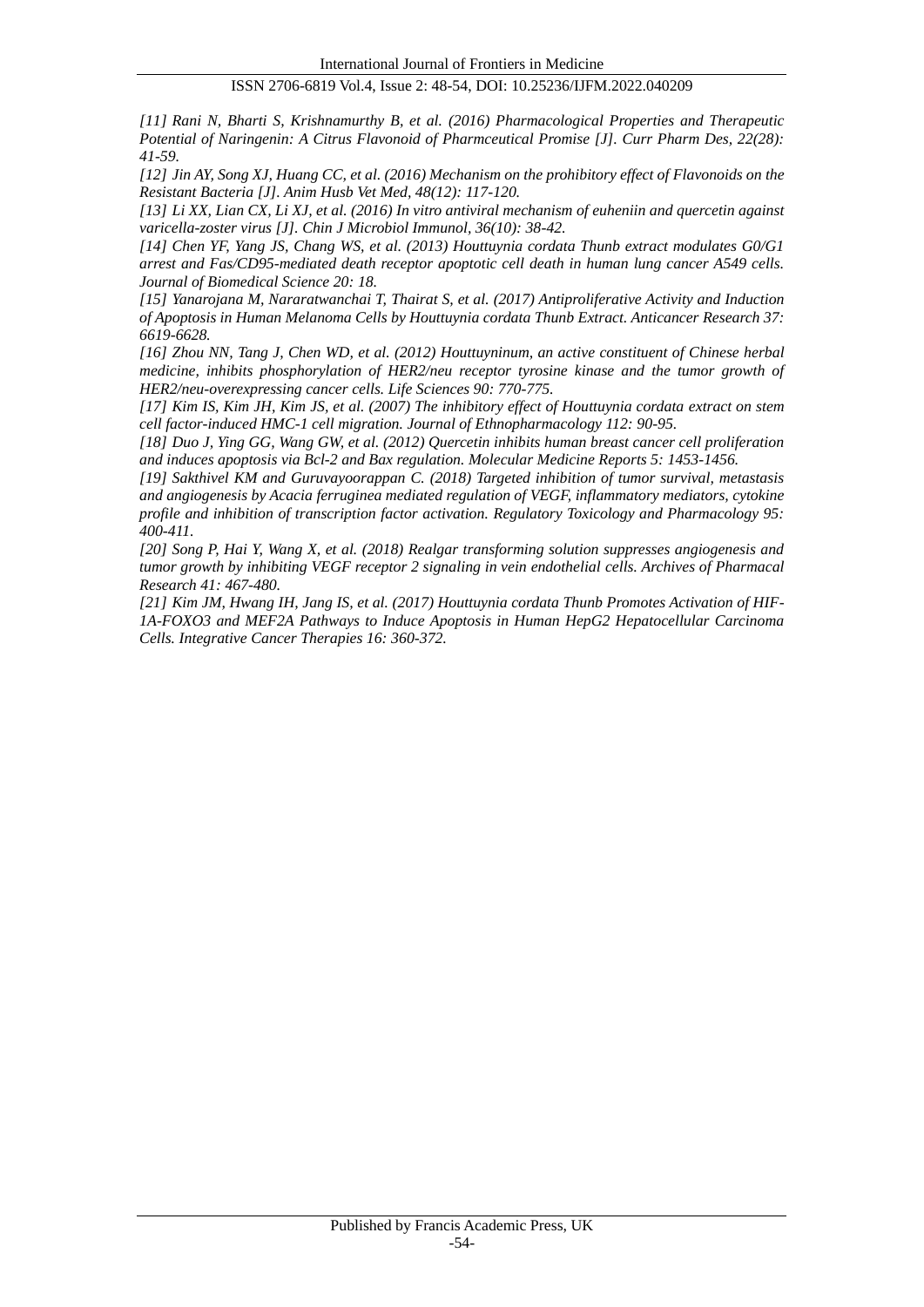*[11] Rani N, Bharti S, Krishnamurthy B, et al. (2016) Pharmacological Properties and Therapeutic Potential of Naringenin: A Citrus Flavonoid of Pharmceutical Promise [J]. Curr Pharm Des, 22(28): 41-59.*

*[12] Jin AY, Song XJ, Huang CC, et al. (2016) Mechanism on the prohibitory effect of Flavonoids on the Resistant Bacteria [J]. Anim Husb Vet Med, 48(12): 117-120.*

*[13] Li XX, Lian CX, Li XJ, et al. (2016) In vitro antiviral mechanism of euheniin and quercetin against varicella-zoster virus [J]. Chin J Microbiol Immunol, 36(10): 38-42.*

*[14] Chen YF, Yang JS, Chang WS, et al. (2013) Houttuynia cordata Thunb extract modulates G0/G1 arrest and Fas/CD95-mediated death receptor apoptotic cell death in human lung cancer A549 cells. Journal of Biomedical Science 20: 18.*

*[15] Yanarojana M, Nararatwanchai T, Thairat S, et al. (2017) Antiproliferative Activity and Induction of Apoptosis in Human Melanoma Cells by Houttuynia cordata Thunb Extract. Anticancer Research 37: 6619-6628.*

*[16] Zhou NN, Tang J, Chen WD, et al. (2012) Houttuyninum, an active constituent of Chinese herbal medicine, inhibits phosphorylation of HER2/neu receptor tyrosine kinase and the tumor growth of HER2/neu-overexpressing cancer cells. Life Sciences 90: 770-775.*

*[17] Kim IS, Kim JH, Kim JS, et al. (2007) The inhibitory effect of Houttuynia cordata extract on stem cell factor-induced HMC-1 cell migration. Journal of Ethnopharmacology 112: 90-95.*

*[18] Duo J, Ying GG, Wang GW, et al. (2012) Quercetin inhibits human breast cancer cell proliferation and induces apoptosis via Bcl-2 and Bax regulation. Molecular Medicine Reports 5: 1453-1456.*

*[19] Sakthivel KM and Guruvayoorappan C. (2018) Targeted inhibition of tumor survival, metastasis and angiogenesis by Acacia ferruginea mediated regulation of VEGF, inflammatory mediators, cytokine profile and inhibition of transcription factor activation. Regulatory Toxicology and Pharmacology 95: 400-411.*

*[20] Song P, Hai Y, Wang X, et al. (2018) Realgar transforming solution suppresses angiogenesis and tumor growth by inhibiting VEGF receptor 2 signaling in vein endothelial cells. Archives of Pharmacal Research 41: 467-480.*

*[21] Kim JM, Hwang IH, Jang IS, et al. (2017) Houttuynia cordata Thunb Promotes Activation of HIF-1A-FOXO3 and MEF2A Pathways to Induce Apoptosis in Human HepG2 Hepatocellular Carcinoma Cells. Integrative Cancer Therapies 16: 360-372.*